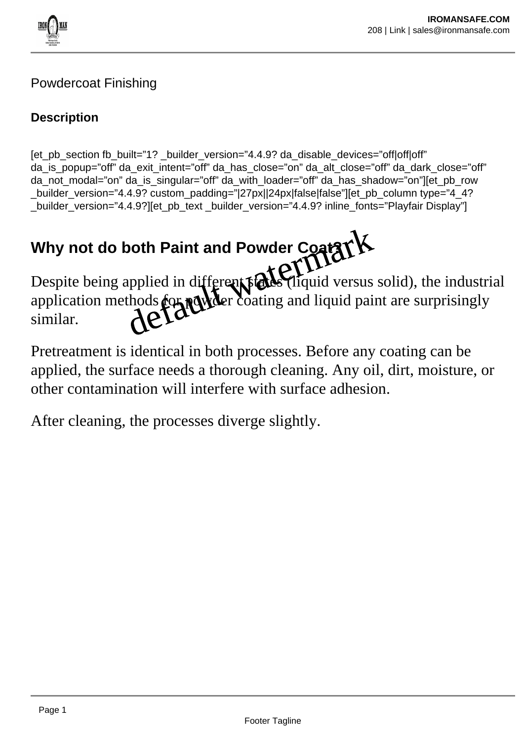Powdercoat Finishing

**Description**

[et_pb_section fb_built="1? _builder_version="4.4.9? da_disable_devices="off|off|off" da_is_popup="off" da_exit_intent="off" da_has_close="on" da_alt_close="off" da_dark_close="off" da_not_modal="on" da_is_singular="off" da_with_loader="off" da_has_shadow="on"][et_pb_row _builder_version="4.4.9? custom_padding="|27px||24px|false|false"][et_pb_column type="4_4? _builder_version="4.4.9?][et_pb_text _builder_version="4.4.9? inline_fonts="Playfair Display"]

## Why not do both Paint and Powder Coat?

Despite being applied in different states (liquid versus solid), the industrial application methods for powder coating and liquid paint are surprisingly similar.

Pretreatment is identical in both processes. Before any coating can be applied, the surface needs a thorough cleaning. Any oil, dirt, moisture, or other contamination will interfere with surface adhesion.

After cleaning, the processes diverge slightly.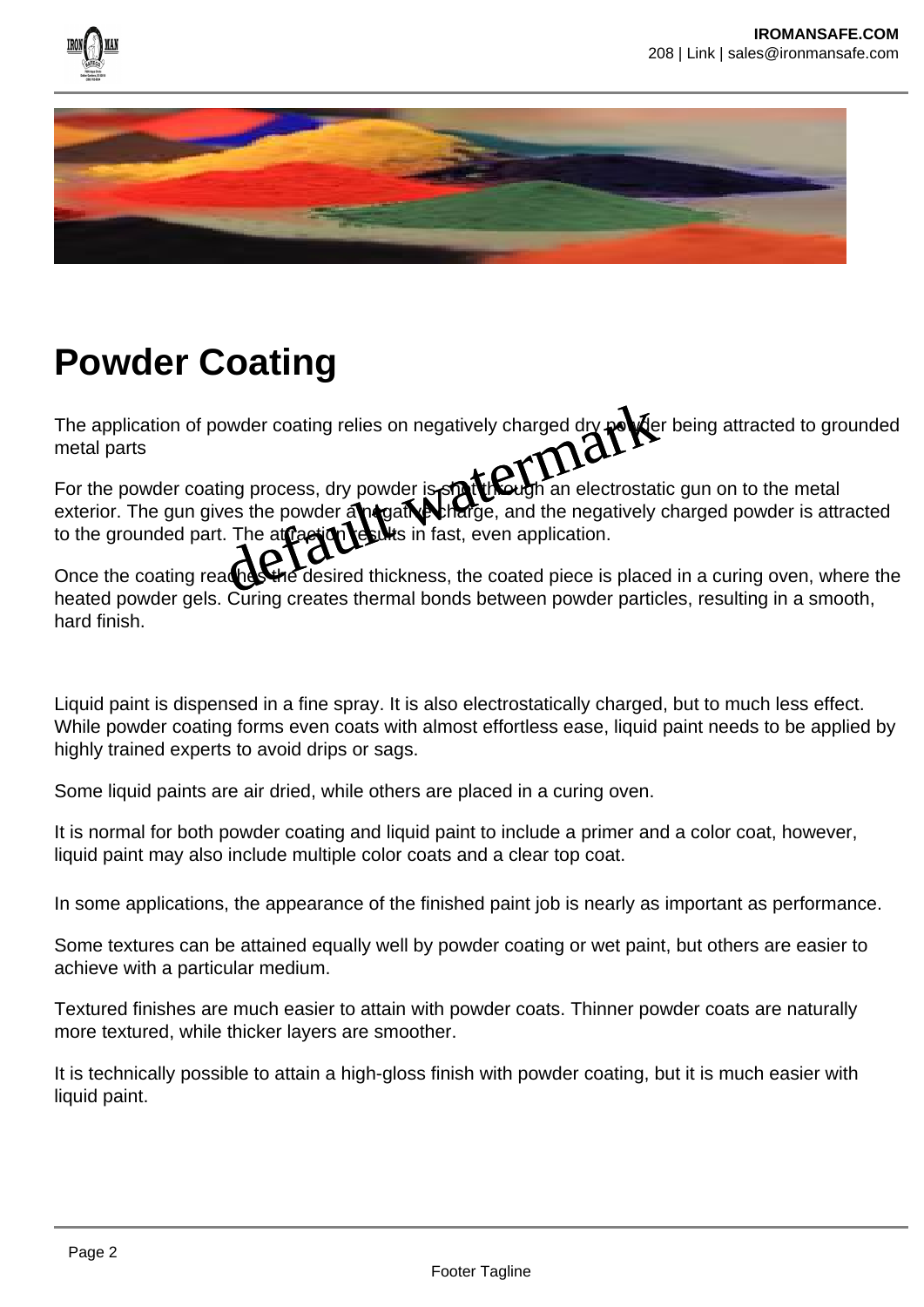# Powder Coating

The application of powder coating relies on negatively charged dry powder being attracted to grounded metal parts

For the powder coating process, dry powder is shot through an electrostatic gun on to the metal exterior. The gun gives the powder a negative charge, and the negatively charged powder is attracted to the grounded part. The attraction results in fast, even application.

Once the coating reaches the desired thickness, the coated piece is placed in a curing oven, where the heated powder gels. Curing creates thermal bonds between powder particles, resulting in a smooth, hard finish.

Liquid paint is dispensed in a fine spray. It is also electrostatically charged, but to much less effect. While powder coating forms even coats with almost effortless ease, liquid paint needs to be applied by highly trained experts to avoid drips or sags.

Some liquid paints are air dried, while others are placed in a curing oven.

It is normal for both powder coating and liquid paint to include a primer and a color coat, however, liquid paint may also include multiple color coats and a clear top coat.

In some applications, the appearance of the finished paint job is nearly as important as performance.

Some textures can be attained equally well by powder coating or wet paint, but others are easier to achieve with a particular medium.

Textured finishes are much easier to attain with powder coats. Thinner powder coats are naturally more textured, while thicker layers are smoother.

It is technically possible to attain a high-gloss finish with powder coating, but it is much easier with liquid paint.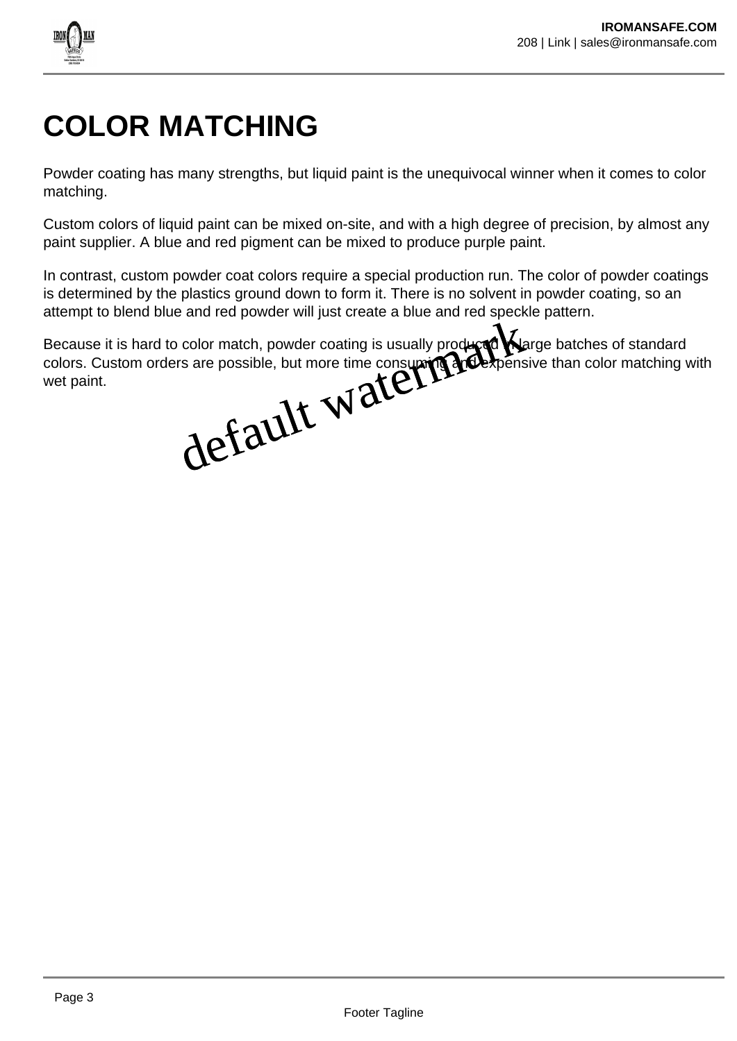# COLOR MATCHING

Powder coating has many strengths, but liquid paint is the unequivocal winner when it comes to color matching.

Custom colors of liquid paint can be mixed on-site, and with a high degree of precision, by almost any paint supplier. A blue and red pigment can be mixed to produce purple paint.

In contrast, custom powder coat colors require a special production run. The color of powder coatings is determined by the plastics ground down to form it. There is no solvent in powder coating, so an attempt to blend blue and red powder will just create a blue and red speckle pattern.

Because it is hard to color match, powder coating is usually produced in large batches of standard colors. Custom orders are possible, but more time consuming and expensive than color matching with wet paint.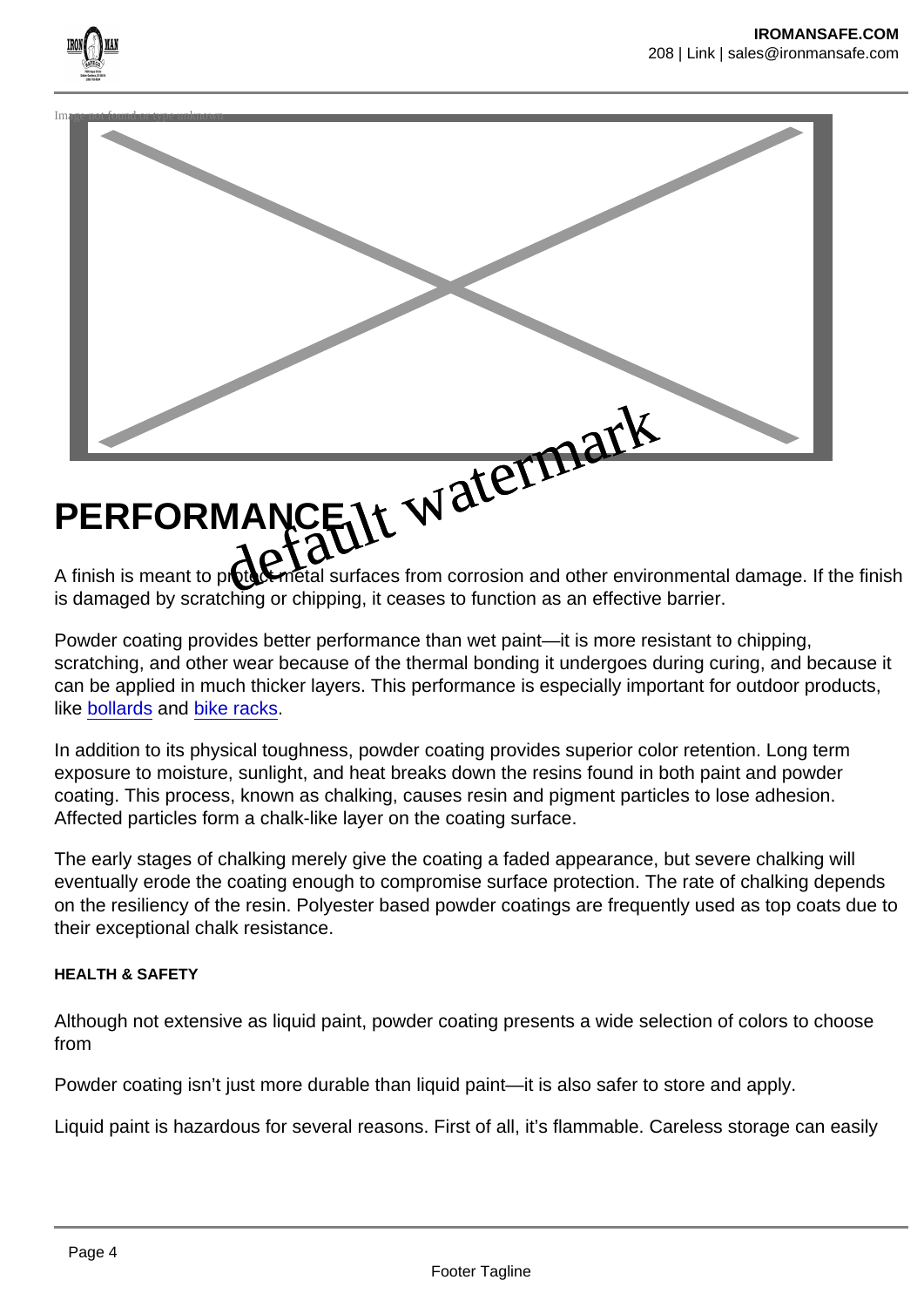# PERFORMANCE

A finish is meant to protect metal surfaces from corrosion and other environmental damage. If the finish is damaged by scratching or chipping, it ceases to function as an effective barrier.

Powder coating provides better performance than wet paint—it is more resistant to chipping, scratching, and other wear because of the thermal bonding it undergoes during curing, and because it can be applied in much thicker layers. This performance is especially important for outdoor products, like bollards and bike racks.

In addition to its physical toughness, powder coating provides superior color retention. Long term exposure to moisture, sunlight, and heat breaks down the resins found in both paint and powder coating. This process, known as chalking, causes resin and pigment particles to lose adhesion. Affected particles form a chalk-like layer on the coating surface.

The early stages of chalking merely give the coating a faded appearance, but severe chalking will eventually erode the coating enough to compromise surface protection. The rate of chalking depends on the resiliency of the resin. Polyester based powder coatings are frequently used as top coats due to their exceptional chalk resistance.

###### HEALTH & SAFETY

Although not extensive as liquid paint, powder coating presents a wide selection of colors to choose from

Powder coating isn't just more durable than liquid paint—it is also safer to store and apply.

Liquid paint is hazardous for several reasons. First of all, it's flammable. Careless storage can easily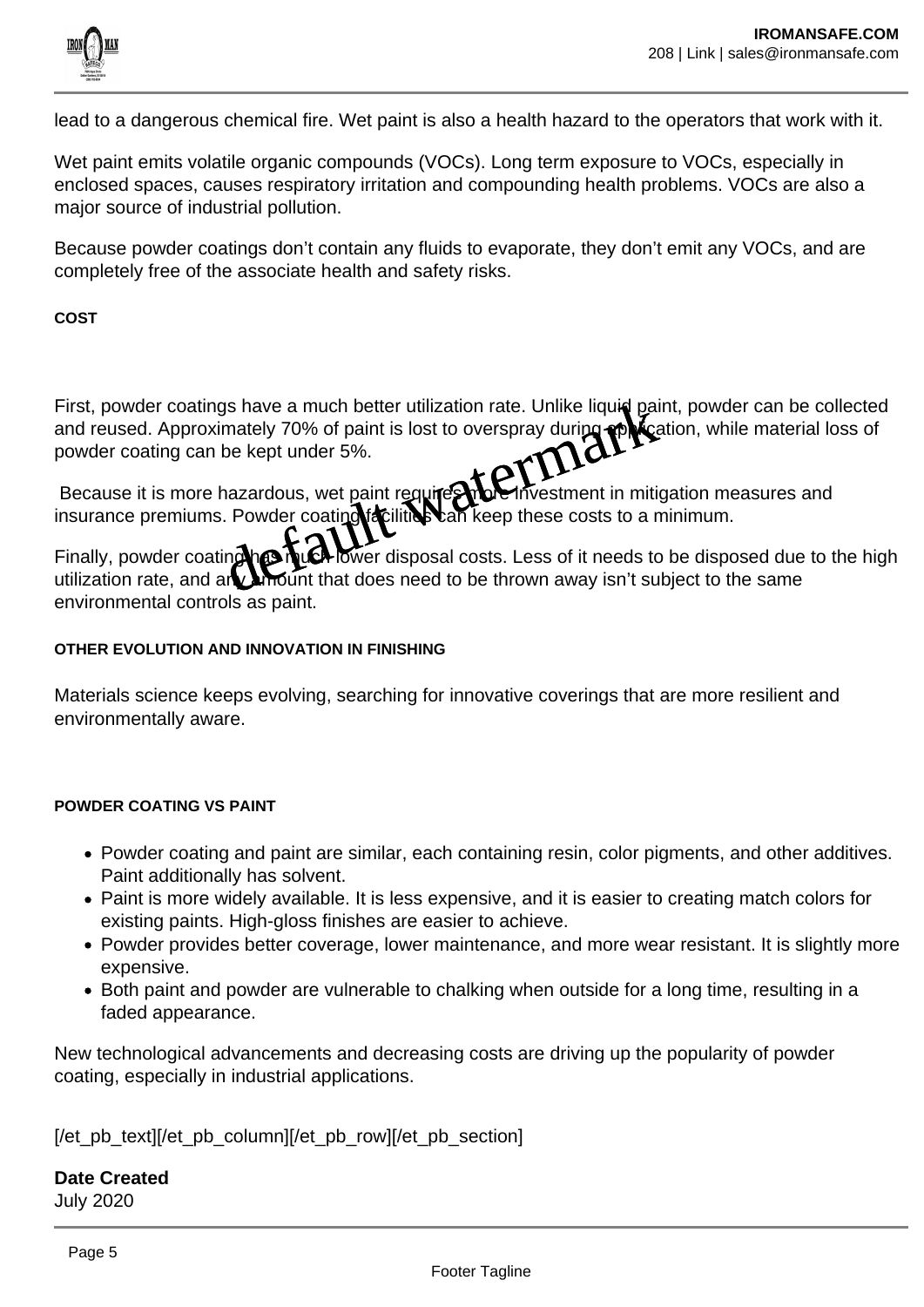lead to a dangerous chemical fire. Wet paint is also a health hazard to the operators that work with it.

Wet paint emits volatile organic compounds (VOCs). Long term exposure to VOCs, especially in enclosed spaces, causes respiratory irritation and compounding health problems. VOCs are also a major source of industrial pollution.

Because powder coatings don't contain any fluids to evaporate, they don't emit any VOCs, and are completely free of the associate health and safety risks.

#### COST

First, powder coatings have a much better utilization rate. Unlike liquid paint, powder can be collected and reused. Approximately 70% of paint is lost to overspray during application, while material loss of powder coating can be kept under 5%.

Because it is more hazardous, wet paint requires more investment in mitigation measures and insurance premiums. Powder coating facilities can keep these costs to a minimum.

Finally, powder coating has much lower disposal costs. Less of it needs to be disposed due to the high utilization rate, and any amount that does need to be thrown away isn't subject to the same environmental controls as paint.

#### OTHER EVOLUTION AND INNOVATION IN FINISHING

Materials science keeps evolving, searching for innovative coverings that are more resilient and environmentally aware.

#### POWDER COATING VS PAINT

- Powder coating and paint are similar, each containing resin, color pigments, and other additives. Paint additionally has solvent.
- Paint is more widely available. It is less expensive, and it is easier to creating match colors for existing paints. High-gloss finishes are easier to achieve.
- Powder provides better coverage, lower maintenance, and more wear resistant. It is slightly more expensive.
- Both paint and powder are vulnerable to chalking when outside for a long time, resulting in a faded appearance.

New technological advancements and decreasing costs are driving up the popularity of powder coating, especially in industrial applications.

[/et_pb_text][/et_pb_column][/et_pb_row][/et_pb_section]

**Date Created**
July 2020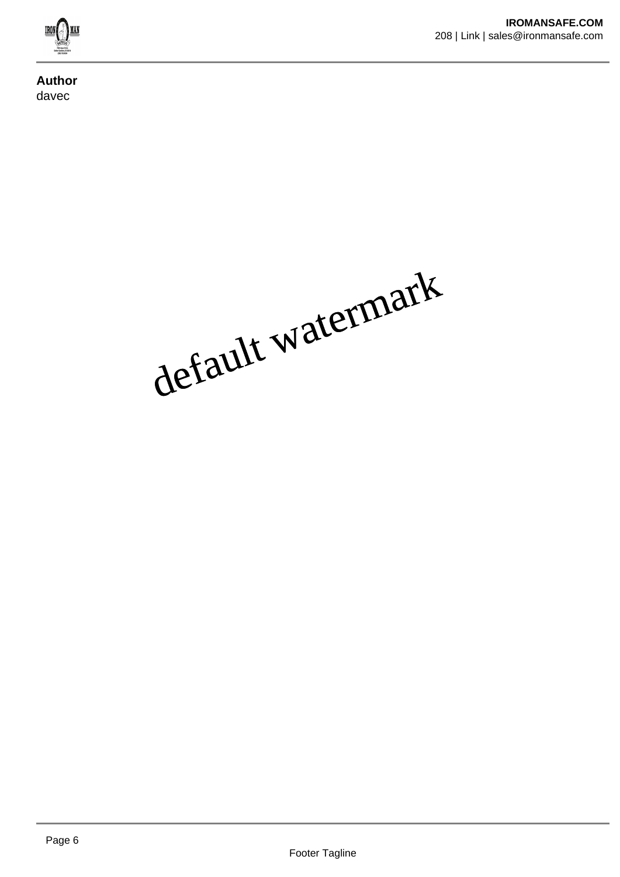**Author**
davec